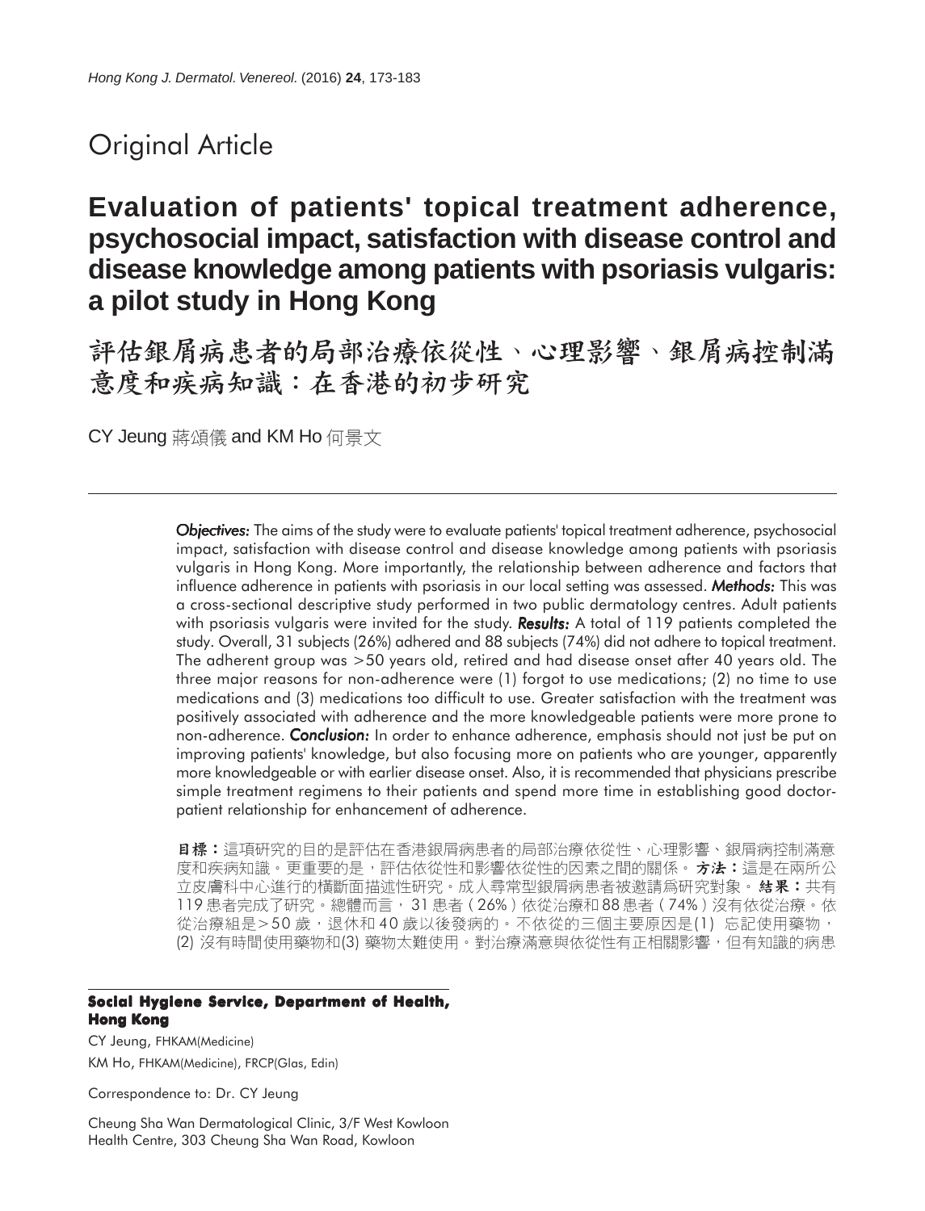Original Article

# Evaluation of patients' topical treatment adherence, psychosocial impact, satisfaction with disease control and disease knowledge among patients with psoriasis vulgaris: a pilot study in Hong Kong

# 評估銀屑病患者的局部治療依從性、心理影響、銀屑病控制滿意度和疾病知識：在香港的初步研究

CY Jeung 蔣頌儀 and KM Ho 何景文

***Objectives:*** The aims of the study were to evaluate patients' topical treatment adherence, psychosocial impact, satisfaction with disease control and disease knowledge among patients with psoriasis vulgaris in Hong Kong. More importantly, the relationship between adherence and factors that influence adherence in patients with psoriasis in our local setting was assessed. ***Methods:*** This was a cross-sectional descriptive study performed in two public dermatology centres. Adult patients with psoriasis vulgaris were invited for the study. ***Results:*** A total of 119 patients completed the study. Overall, 31 subjects (26%) adhered and 88 subjects (74%) did not adhere to topical treatment. The adherent group was >50 years old, retired and had disease onset after 40 years old. The three major reasons for non-adherence were (1) forgot to use medications; (2) no time to use medications and (3) medications too difficult to use. Greater satisfaction with the treatment was positively associated with adherence and the more knowledgeable patients were more prone to non-adherence. ***Conclusion:*** In order to enhance adherence, emphasis should not just be put on improving patients' knowledge, but also focusing more on patients who are younger, apparently more knowledgeable or with earlier disease onset. Also, it is recommended that physicians prescribe simple treatment regimens to their patients and spend more time in establishing good doctor-patient relationship for enhancement of adherence.

**目標：**這項研究的目的是評估在香港銀屑病患者的局部治療依從性、心理影響、銀屑病控制滿意度和疾病知識。更重要的是，評估依從性和影響依從性的因素之間的關係。**方法：**這是在兩所公立皮膚科中心進行的橫斷面描述性研究。成人尋常型銀屑病患者被邀請爲研究對象。**結果：**共有119 患者完成了研究。總體而言，31 患者（26%）依從治療和 88 患者（74%）沒有依從治療。依從治療組是>50 歲，退休和 40 歲以後發病的。不依從的三個主要原因是(1) 忘記使用藥物，(2) 沒有時間使用藥物和(3) 藥物太難使用。對治療滿意與依從性有正相關影響，但有知識的病患

**Social Hygiene Service, Department of Health, Hong Kong**

CY Jeung, FHKAM(Medicine)

KM Ho, FHKAM(Medicine), FRCP(Glas, Edin)

Correspondence to: Dr. CY Jeung

Cheung Sha Wan Dermatological Clinic, 3/F West Kowloon Health Centre, 303 Cheung Sha Wan Road, Kowloon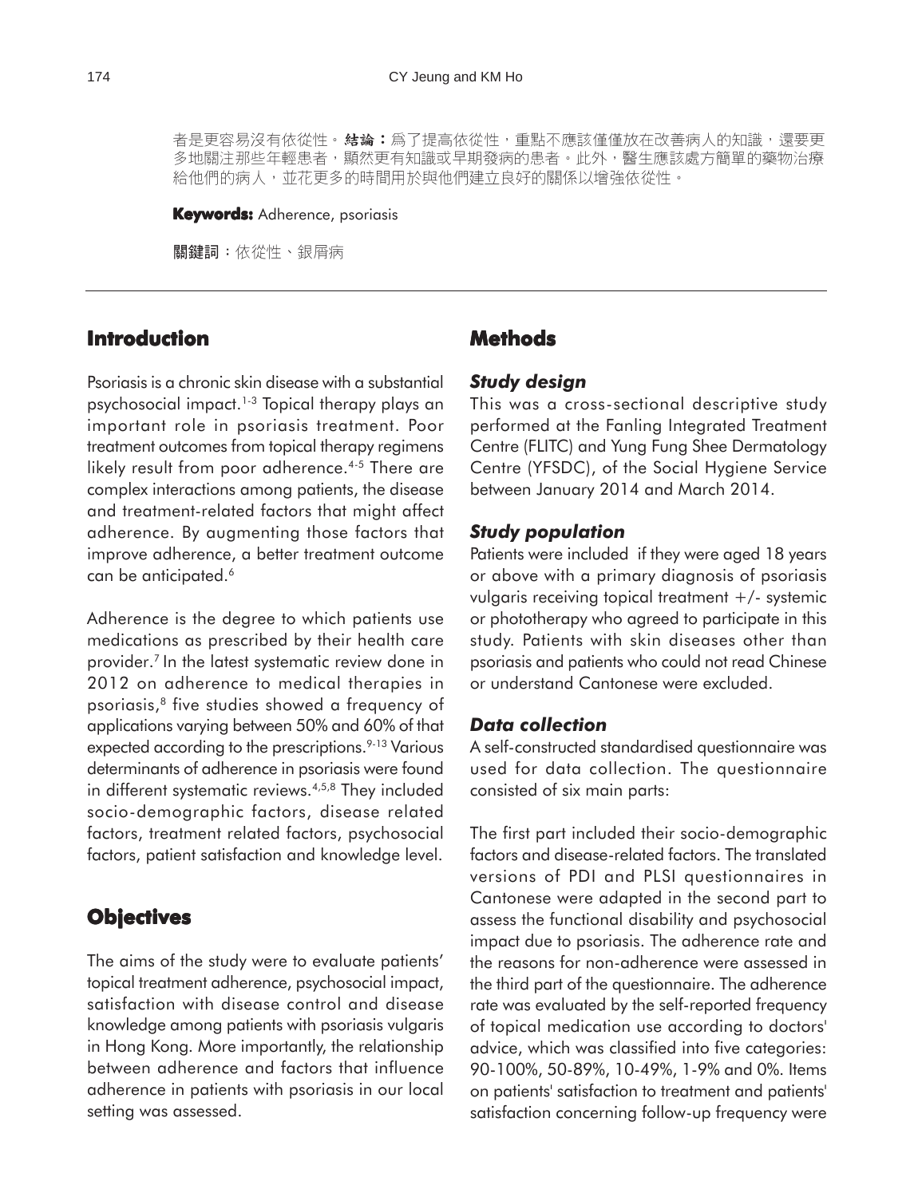者是更容易沒有依從性。**結論**：為了提高依從性，重點不應該僅僅放在改善病人的知識，還要更多地關注那些年輕患者，顯然更有知識或早期發病的患者。此外，醫生應該處方簡單的藥物治療給他們的病人，並花更多的時間用於與他們建立良好的關係以增強依從性。

**Keywords:** Adherence, psoriasis

**關鍵詞**：依從性、銀屑病

## Introduction

Psoriasis is a chronic skin disease with a substantial psychosocial impact.[1-3] Topical therapy plays an important role in psoriasis treatment. Poor treatment outcomes from topical therapy regimens likely result from poor adherence.[4-5] There are complex interactions among patients, the disease and treatment-related factors that might affect adherence. By augmenting those factors that improve adherence, a better treatment outcome can be anticipated.[6]

Adherence is the degree to which patients use medications as prescribed by their health care provider.[7] In the latest systematic review done in 2012 on adherence to medical therapies in psoriasis,[8] five studies showed a frequency of applications varying between 50% and 60% of that expected according to the prescriptions.[9-13] Various determinants of adherence in psoriasis were found in different systematic reviews.[4,5,8] They included socio-demographic factors, disease related factors, treatment related factors, psychosocial factors, patient satisfaction and knowledge level.

## Objectives

The aims of the study were to evaluate patients' topical treatment adherence, psychosocial impact, satisfaction with disease control and disease knowledge among patients with psoriasis vulgaris in Hong Kong. More importantly, the relationship between adherence and factors that influence adherence in patients with psoriasis in our local setting was assessed.

## Methods

### *Study design*

This was a cross-sectional descriptive study performed at the Fanling Integrated Treatment Centre (FLITC) and Yung Fung Shee Dermatology Centre (YFSDC), of the Social Hygiene Service between January 2014 and March 2014.

### *Study population*

Patients were included if they were aged 18 years or above with a primary diagnosis of psoriasis vulgaris receiving topical treatment +/- systemic or phototherapy who agreed to participate in this study. Patients with skin diseases other than psoriasis and patients who could not read Chinese or understand Cantonese were excluded.

### *Data collection*

A self-constructed standardised questionnaire was used for data collection. The questionnaire consisted of six main parts:

The first part included their socio-demographic factors and disease-related factors. The translated versions of PDI and PLSI questionnaires in Cantonese were adapted in the second part to assess the functional disability and psychosocial impact due to psoriasis. The adherence rate and the reasons for non-adherence were assessed in the third part of the questionnaire. The adherence rate was evaluated by the self-reported frequency of topical medication use according to doctors' advice, which was classified into five categories: 90-100%, 50-89%, 10-49%, 1-9% and 0%. Items on patients' satisfaction to treatment and patients' satisfaction concerning follow-up frequency were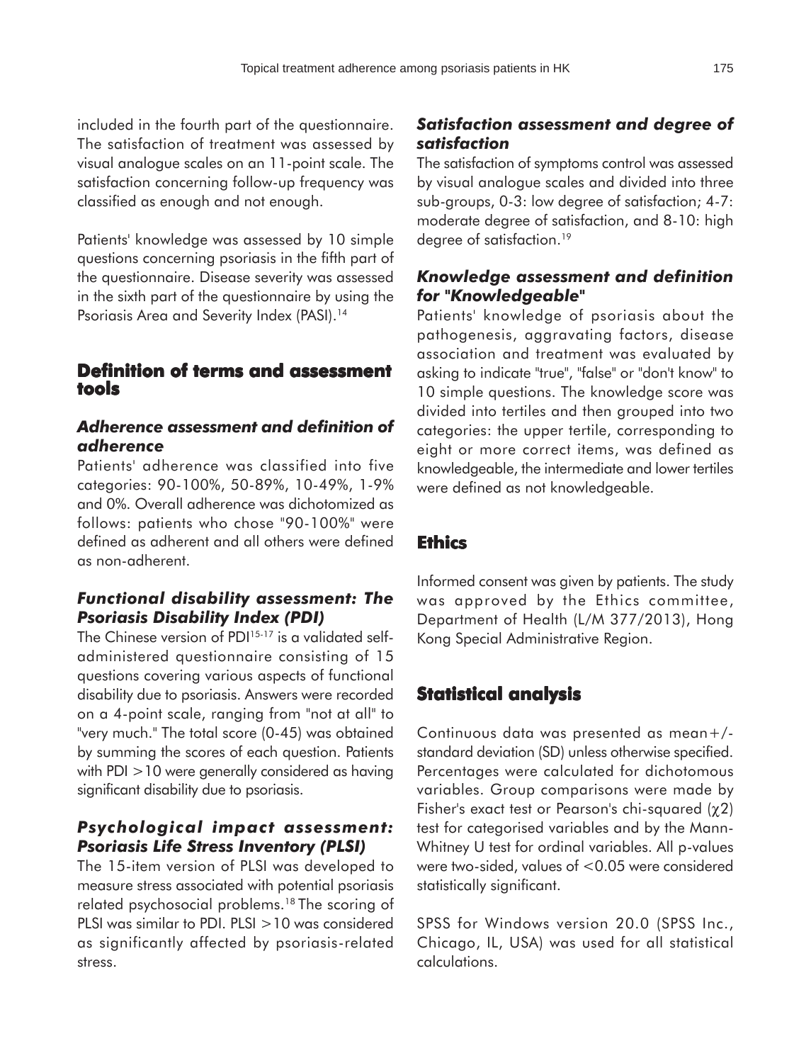included in the fourth part of the questionnaire. The satisfaction of treatment was assessed by visual analogue scales on an 11-point scale. The satisfaction concerning follow-up frequency was classified as enough and not enough.

Patients' knowledge was assessed by 10 simple questions concerning psoriasis in the fifth part of the questionnaire. Disease severity was assessed in the sixth part of the questionnaire by using the Psoriasis Area and Severity Index (PASI).[14]

## Definition of terms and assessment tools

### *Adherence assessment and definition of adherence*

Patients' adherence was classified into five categories: 90-100%, 50-89%, 10-49%, 1-9% and 0%. Overall adherence was dichotomized as follows: patients who chose "90-100%" were defined as adherent and all others were defined as non-adherent.

### *Functional disability assessment: The Psoriasis Disability Index (PDI)*

The Chinese version of PDI[15-17] is a validated self-administered questionnaire consisting of 15 questions covering various aspects of functional disability due to psoriasis. Answers were recorded on a 4-point scale, ranging from "not at all" to "very much." The total score (0-45) was obtained by summing the scores of each question. Patients with PDI >10 were generally considered as having significant disability due to psoriasis.

### *Psychological impact assessment: Psoriasis Life Stress Inventory (PLSI)*

The 15-item version of PLSI was developed to measure stress associated with potential psoriasis related psychosocial problems.[18] The scoring of PLSI was similar to PDI. PLSI >10 was considered as significantly affected by psoriasis-related stress.

### *Satisfaction assessment and degree of satisfaction*

The satisfaction of symptoms control was assessed by visual analogue scales and divided into three sub-groups, 0-3: low degree of satisfaction; 4-7: moderate degree of satisfaction, and 8-10: high degree of satisfaction.[19]

### *Knowledge assessment and definition for "Knowledgeable"*

Patients' knowledge of psoriasis about the pathogenesis, aggravating factors, disease association and treatment was evaluated by asking to indicate "true", "false" or "don't know" to 10 simple questions. The knowledge score was divided into tertiles and then grouped into two categories: the upper tertile, corresponding to eight or more correct items, was defined as knowledgeable, the intermediate and lower tertiles were defined as not knowledgeable.

## Ethics

Informed consent was given by patients. The study was approved by the Ethics committee, Department of Health (L/M 377/2013), Hong Kong Special Administrative Region.

## Statistical analysis

Continuous data was presented as mean+/-standard deviation (SD) unless otherwise specified. Percentages were calculated for dichotomous variables. Group comparisons were made by Fisher's exact test or Pearson's chi-squared ($\chi 2$) test for categorised variables and by the Mann-Whitney U test for ordinal variables. All p-values were two-sided, values of <0.05 were considered statistically significant.

SPSS for Windows version 20.0 (SPSS Inc., Chicago, IL, USA) was used for all statistical calculations.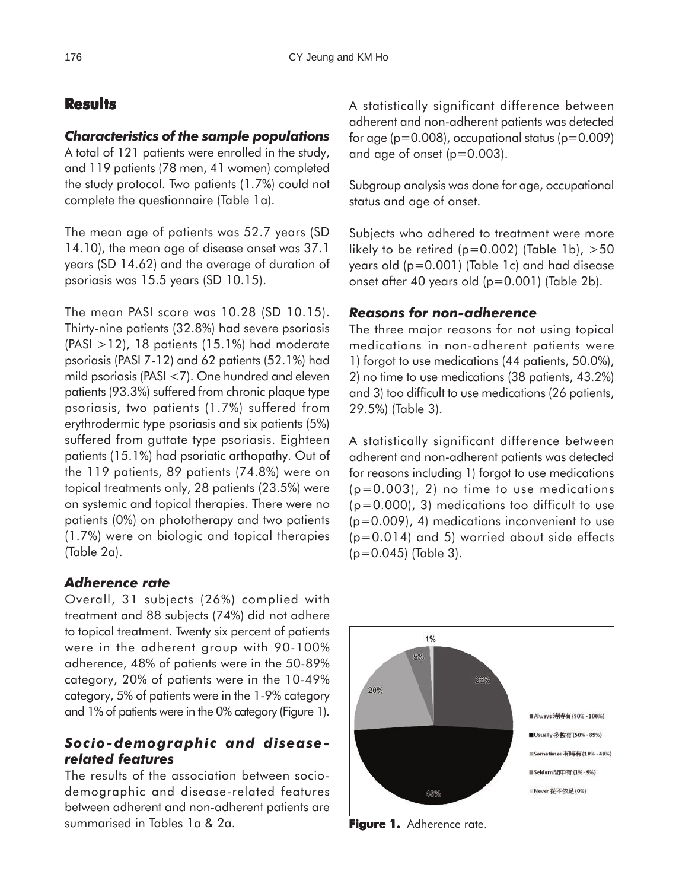## Results

### *Characteristics of the sample populations*

A total of 121 patients were enrolled in the study, and 119 patients (78 men, 41 women) completed the study protocol. Two patients (1.7%) could not complete the questionnaire (Table 1a).

The mean age of patients was 52.7 years (SD 14.10), the mean age of disease onset was 37.1 years (SD 14.62) and the average of duration of psoriasis was 15.5 years (SD 10.15).

The mean PASI score was 10.28 (SD 10.15). Thirty-nine patients (32.8%) had severe psoriasis (PASI >12), 18 patients (15.1%) had moderate psoriasis (PASI 7-12) and 62 patients (52.1%) had mild psoriasis (PASI <7). One hundred and eleven patients (93.3%) suffered from chronic plaque type psoriasis, two patients (1.7%) suffered from erythrodermic type psoriasis and six patients (5%) suffered from guttate type psoriasis. Eighteen patients (15.1%) had psoriatic arthopathy. Out of the 119 patients, 89 patients (74.8%) were on topical treatments only, 28 patients (23.5%) were on systemic and topical therapies. There were no patients (0%) on phototherapy and two patients (1.7%) were on biologic and topical therapies (Table 2a).

### *Adherence rate*

Overall, 31 subjects (26%) complied with treatment and 88 subjects (74%) did not adhere to topical treatment. Twenty six percent of patients were in the adherent group with 90-100% adherence, 48% of patients were in the 50-89% category, 20% of patients were in the 10-49% category, 5% of patients were in the 1-9% category and 1% of patients were in the 0% category (Figure 1).

### *Socio-demographic and disease-related features*

The results of the association between socio-demographic and disease-related features between adherent and non-adherent patients are summarised in Tables 1a & 2a.

A statistically significant difference between adherent and non-adherent patients was detected for age (p=0.008), occupational status (p=0.009) and age of onset (p=0.003).

Subgroup analysis was done for age, occupational status and age of onset.

Subjects who adhered to treatment were more likely to be retired (p=0.002) (Table 1b), >50 years old (p=0.001) (Table 1c) and had disease onset after 40 years old (p=0.001) (Table 2b).

### *Reasons for non-adherence*

The three major reasons for not using topical medications in non-adherent patients were 1) forgot to use medications (44 patients, 50.0%), 2) no time to use medications (38 patients, 43.2%) and 3) too difficult to use medications (26 patients, 29.5%) (Table 3).

A statistically significant difference between adherent and non-adherent patients was detected for reasons including 1) forgot to use medications (p=0.003), 2) no time to use medications (p=0.000), 3) medications too difficult to use (p=0.009), 4) medications inconvenient to use (p=0.014) and 5) worried about side effects (p=0.045) (Table 3).

**Figure 1.** Adherence rate.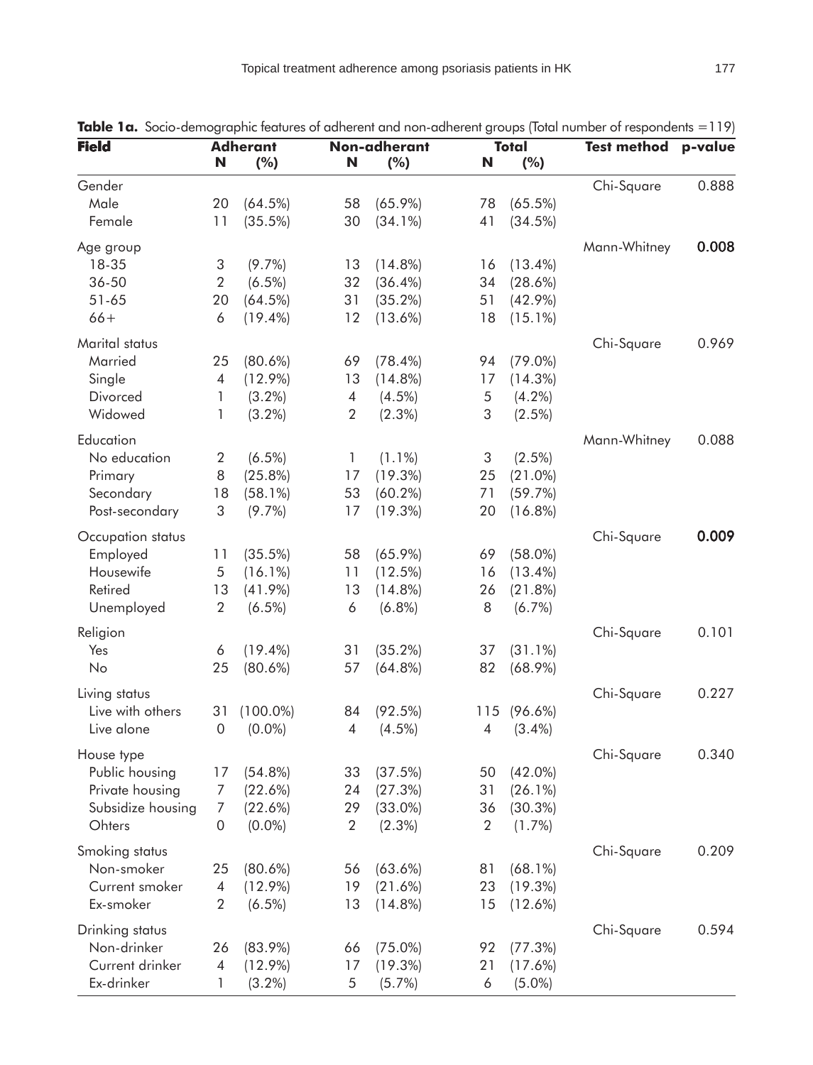**Table 1a.** Socio-demographic features of adherent and non-adherent groups (Total number of respondents =119)

| Field | Adherant | | Non-adherant | | Total | | Test method | p-value |
|---|---|---|---|---|---|---|---|---|
| | N | (%) | N | (%) | N | (%) | | |
| Gender | | | | | | | Chi-Square | 0.888 |
| Male | 20 | (64.5%) | 58 | (65.9%) | 78 | (65.5%) | | |
| Female | 11 | (35.5%) | 30 | (34.1%) | 41 | (34.5%) | | |
| Age group | | | | | | | Mann-Whitney | **0.008** |
| 18-35 | 3 | (9.7%) | 13 | (14.8%) | 16 | (13.4%) | | |
| 36-50 | 2 | (6.5%) | 32 | (36.4%) | 34 | (28.6%) | | |
| 51-65 | 20 | (64.5%) | 31 | (35.2%) | 51 | (42.9%) | | |
| 66+ | 6 | (19.4%) | 12 | (13.6%) | 18 | (15.1%) | | |
| Marital status | | | | | | | Chi-Square | 0.969 |
| Married | 25 | (80.6%) | 69 | (78.4%) | 94 | (79.0%) | | |
| Single | 4 | (12.9%) | 13 | (14.8%) | 17 | (14.3%) | | |
| Divorced | 1 | (3.2%) | 4 | (4.5%) | 5 | (4.2%) | | |
| Widowed | 1 | (3.2%) | 2 | (2.3%) | 3 | (2.5%) | | |
| Education | | | | | | | Mann-Whitney | 0.088 |
| No education | 2 | (6.5%) | 1 | (1.1%) | 3 | (2.5%) | | |
| Primary | 8 | (25.8%) | 17 | (19.3%) | 25 | (21.0%) | | |
| Secondary | 18 | (58.1%) | 53 | (60.2%) | 71 | (59.7%) | | |
| Post-secondary | 3 | (9.7%) | 17 | (19.3%) | 20 | (16.8%) | | |
| Occupation status | | | | | | | Chi-Square | **0.009** |
| Employed | 11 | (35.5%) | 58 | (65.9%) | 69 | (58.0%) | | |
| Housewife | 5 | (16.1%) | 11 | (12.5%) | 16 | (13.4%) | | |
| Retired | 13 | (41.9%) | 13 | (14.8%) | 26 | (21.8%) | | |
| Unemployed | 2 | (6.5%) | 6 | (6.8%) | 8 | (6.7%) | | |
| Religion | | | | | | | Chi-Square | 0.101 |
| Yes | 6 | (19.4%) | 31 | (35.2%) | 37 | (31.1%) | | |
| No | 25 | (80.6%) | 57 | (64.8%) | 82 | (68.9%) | | |
| Living status | | | | | | | Chi-Square | 0.227 |
| Live with others | 31 | (100.0%) | 84 | (92.5%) | 115 | (96.6%) | | |
| Live alone | 0 | (0.0%) | 4 | (4.5%) | 4 | (3.4%) | | |
| House type | | | | | | | Chi-Square | 0.340 |
| Public housing | 17 | (54.8%) | 33 | (37.5%) | 50 | (42.0%) | | |
| Private housing | 7 | (22.6%) | 24 | (27.3%) | 31 | (26.1%) | | |
| Subsidize housing | 7 | (22.6%) | 29 | (33.0%) | 36 | (30.3%) | | |
| Ohters | 0 | (0.0%) | 2 | (2.3%) | 2 | (1.7%) | | |
| Smoking status | | | | | | | Chi-Square | 0.209 |
| Non-smoker | 25 | (80.6%) | 56 | (63.6%) | 81 | (68.1%) | | |
| Current smoker | 4 | (12.9%) | 19 | (21.6%) | 23 | (19.3%) | | |
| Ex-smoker | 2 | (6.5%) | 13 | (14.8%) | 15 | (12.6%) | | |
| Drinking status | | | | | | | Chi-Square | 0.594 |
| Non-drinker | 26 | (83.9%) | 66 | (75.0%) | 92 | (77.3%) | | |
| Current drinker | 4 | (12.9%) | 17 | (19.3%) | 21 | (17.6%) | | |
| Ex-drinker | 1 | (3.2%) | 5 | (5.7%) | 6 | (5.0%) | | |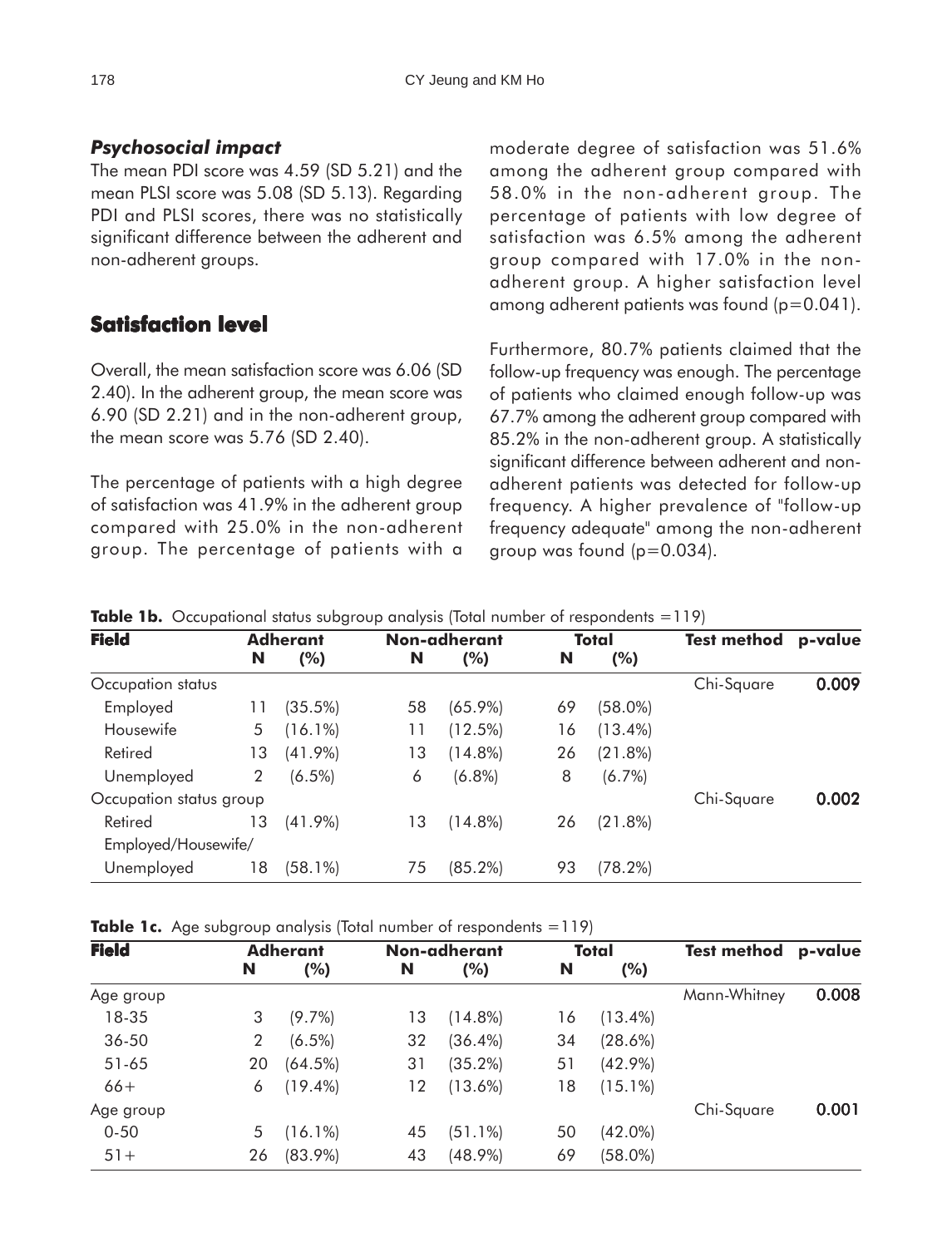### *Psychosocial impact*

The mean PDI score was 4.59 (SD 5.21) and the mean PLSI score was 5.08 (SD 5.13). Regarding PDI and PLSI scores, there was no statistically significant difference between the adherent and non-adherent groups.

## Satisfaction level

Overall, the mean satisfaction score was 6.06 (SD 2.40). In the adherent group, the mean score was 6.90 (SD 2.21) and in the non-adherent group, the mean score was 5.76 (SD 2.40).

The percentage of patients with a high degree of satisfaction was 41.9% in the adherent group compared with 25.0% in the non-adherent group. The percentage of patients with a moderate degree of satisfaction was 51.6% among the adherent group compared with 58.0% in the non-adherent group. The percentage of patients with low degree of satisfaction was 6.5% among the adherent group compared with 17.0% in the non-adherent group. A higher satisfaction level among adherent patients was found (p=0.041).

Furthermore, 80.7% patients claimed that the follow-up frequency was enough. The percentage of patients who claimed enough follow-up was 67.7% among the adherent group compared with 85.2% in the non-adherent group. A statistically significant difference between adherent and non-adherent patients was detected for follow-up frequency. A higher prevalence of "follow-up frequency adequate" among the non-adherent group was found (p=0.034).

**Table 1b.** Occupational status subgroup analysis (Total number of respondents =119)

| Field | Adherant | | Non-adherant | | Total | | Test method | p-value |
|---|---|---|---|---|---|---|---|---|
| | N | (%) | N | (%) | N | (%) | | |
| Occupation status | | | | | | | Chi-Square | **0.009** |
| Employed | 11 | (35.5%) | 58 | (65.9%) | 69 | (58.0%) | | |
| Housewife | 5 | (16.1%) | 11 | (12.5%) | 16 | (13.4%) | | |
| Retired | 13 | (41.9%) | 13 | (14.8%) | 26 | (21.8%) | | |
| Unemployed | 2 | (6.5%) | 6 | (6.8%) | 8 | (6.7%) | | |
| Occupation status group | | | | | | | Chi-Square | **0.002** |
| Retired | 13 | (41.9%) | 13 | (14.8%) | 26 | (21.8%) | | |
| Employed/Housewife/ Unemployed | 18 | (58.1%) | 75 | (85.2%) | 93 | (78.2%) | | |

**Table 1c.** Age subgroup analysis (Total number of respondents =119)

| Field | Adherant | | Non-adherant | | Total | | Test method | p-value |
|---|---|---|---|---|---|---|---|---|
| | N | (%) | N | (%) | N | (%) | | |
| Age group | | | | | | | Mann-Whitney | **0.008** |
| 18-35 | 3 | (9.7%) | 13 | (14.8%) | 16 | (13.4%) | | |
| 36-50 | 2 | (6.5%) | 32 | (36.4%) | 34 | (28.6%) | | |
| 51-65 | 20 | (64.5%) | 31 | (35.2%) | 51 | (42.9%) | | |
| 66+ | 6 | (19.4%) | 12 | (13.6%) | 18 | (15.1%) | | |
| Age group | | | | | | | Chi-Square | **0.001** |
| 0-50 | 5 | (16.1%) | 45 | (51.1%) | 50 | (42.0%) | | |
| 51+ | 26 | (83.9%) | 43 | (48.9%) | 69 | (58.0%) | | |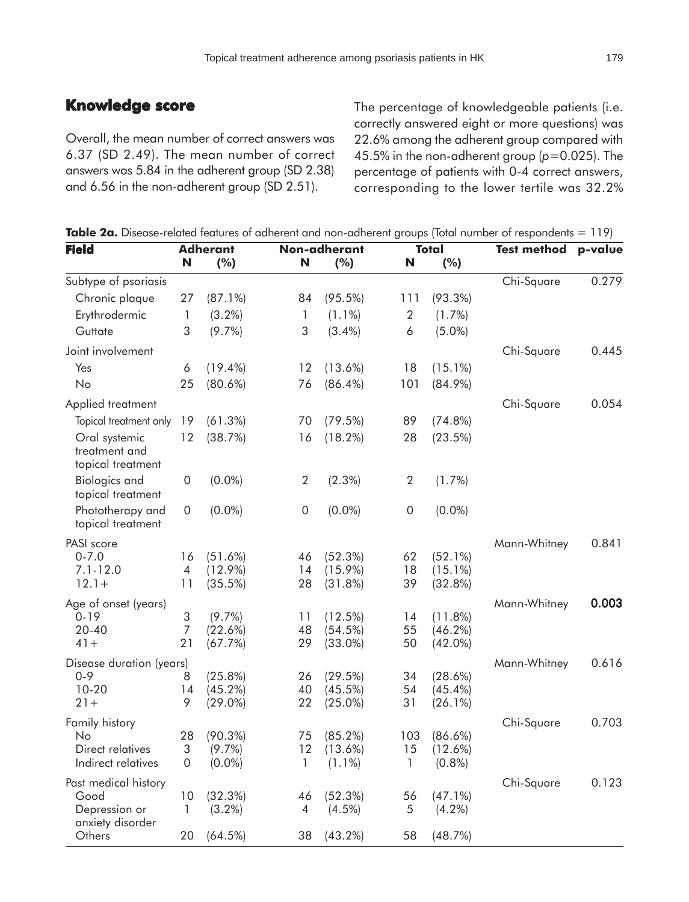## Knowledge score

Overall, the mean number of correct answers was 6.37 (SD 2.49). The mean number of correct answers was 5.84 in the adherent group (SD 2.38) and 6.56 in the non-adherent group (SD 2.51).

The percentage of knowledgeable patients (i.e. correctly answered eight or more questions) was 22.6% among the adherent group compared with 45.5% in the non-adherent group ($p=0.025$). The percentage of patients with 0-4 correct answers, corresponding to the lower tertile was 32.2%

**Table 2a.** Disease-related features of adherent and non-adherent groups (Total number of respondents = 119)

| Field | Adherant | | Non-adherant | | Total | | Test method | p-value |
|---|---|---|---|---|---|---|---|---|
| | N | (%) | N | (%) | N | (%) | | |
| Subtype of psoriasis | | | | | | | Chi-Square | 0.279 |
| Chronic plaque | 27 | (87.1%) | 84 | (95.5%) | 111 | (93.3%) | | |
| Erythrodermic | 1 | (3.2%) | 1 | (1.1%) | 2 | (1.7%) | | |
| Guttate | 3 | (9.7%) | 3 | (3.4%) | 6 | (5.0%) | | |
| Joint involvement | | | | | | | Chi-Square | 0.445 |
| Yes | 6 | (19.4%) | 12 | (13.6%) | 18 | (15.1%) | | |
| No | 25 | (80.6%) | 76 | (86.4%) | 101 | (84.9%) | | |
| Applied treatment | | | | | | | Chi-Square | 0.054 |
| Topical treatment only | 19 | (61.3%) | 70 | (79.5%) | 89 | (74.8%) | | |
| Oral systemic treatment and topical treatment | 12 | (38.7%) | 16 | (18.2%) | 28 | (23.5%) | | |
| Biologics and topical treatment | 0 | (0.0%) | 2 | (2.3%) | 2 | (1.7%) | | |
| Phototherapy and topical treatment | 0 | (0.0%) | 0 | (0.0%) | 0 | (0.0%) | | |
| PASI score | | | | | | | Mann-Whitney | 0.841 |
| 0-7.0 | 16 | (51.6%) | 46 | (52.3%) | 62 | (52.1%) | | |
| 7.1-12.0 | 4 | (12.9%) | 14 | (15.9%) | 18 | (15.1%) | | |
| 12.1+ | 11 | (35.5%) | 28 | (31.8%) | 39 | (32.8%) | | |
| Age of onset (years) | | | | | | | Mann-Whitney | **0.003** |
| 0-19 | 3 | (9.7%) | 11 | (12.5%) | 14 | (11.8%) | | |
| 20-40 | 7 | (22.6%) | 48 | (54.5%) | 55 | (46.2%) | | |
| 41+ | 21 | (67.7%) | 29 | (33.0%) | 50 | (42.0%) | | |
| Disease duration (years) | | | | | | | Mann-Whitney | 0.616 |
| 0-9 | 8 | (25.8%) | 26 | (29.5%) | 34 | (28.6%) | | |
| 10-20 | 14 | (45.2%) | 40 | (45.5%) | 54 | (45.4%) | | |
| 21+ | 9 | (29.0%) | 22 | (25.0%) | 31 | (26.1%) | | |
| Family history | | | | | | | Chi-Square | 0.703 |
| No | 28 | (90.3%) | 75 | (85.2%) | 103 | (86.6%) | | |
| Direct relatives | 3 | (9.7%) | 12 | (13.6%) | 15 | (12.6%) | | |
| Indirect relatives | 0 | (0.0%) | 1 | (1.1%) | 1 | (0.8%) | | |
| Past medical history | | | | | | | Chi-Square | 0.123 |
| Good | 10 | (32.3%) | 46 | (52.3%) | 56 | (47.1%) | | |
| Depression or anxiety disorder | 1 | (3.2%) | 4 | (4.5%) | 5 | (4.2%) | | |
| Others | 20 | (64.5%) | 38 | (43.2%) | 58 | (48.7%) | | |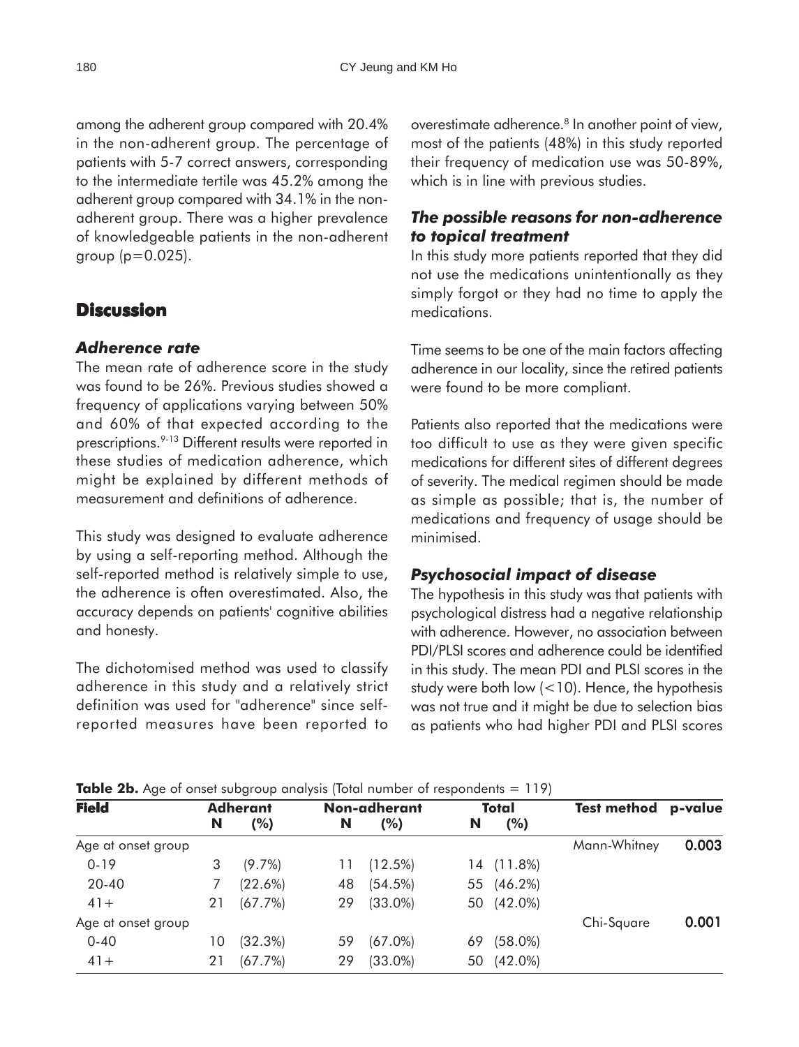among the adherent group compared with 20.4% in the non-adherent group. The percentage of patients with 5-7 correct answers, corresponding to the intermediate tertile was 45.2% among the adherent group compared with 34.1% in the non-adherent group. There was a higher prevalence of knowledgeable patients in the non-adherent group (p=0.025).

## Discussion

### *Adherence rate*

The mean rate of adherence score in the study was found to be 26%. Previous studies showed a frequency of applications varying between 50% and 60% of that expected according to the prescriptions.[9-13] Different results were reported in these studies of medication adherence, which might be explained by different methods of measurement and definitions of adherence.

This study was designed to evaluate adherence by using a self-reporting method. Although the self-reported method is relatively simple to use, the adherence is often overestimated. Also, the accuracy depends on patients' cognitive abilities and honesty.

The dichotomised method was used to classify adherence in this study and a relatively strict definition was used for "adherence" since self-reported measures have been reported to overestimate adherence.[8] In another point of view, most of the patients (48%) in this study reported their frequency of medication use was 50-89%, which is in line with previous studies.

### *The possible reasons for non-adherence to topical treatment*

In this study more patients reported that they did not use the medications unintentionally as they simply forgot or they had no time to apply the medications.

Time seems to be one of the main factors affecting adherence in our locality, since the retired patients were found to be more compliant.

Patients also reported that the medications were too difficult to use as they were given specific medications for different sites of different degrees of severity. The medical regimen should be made as simple as possible; that is, the number of medications and frequency of usage should be minimised.

### *Psychosocial impact of disease*

The hypothesis in this study was that patients with psychological distress had a negative relationship with adherence. However, no association between PDI/PLSI scores and adherence could be identified in this study. The mean PDI and PLSI scores in the study were both low (<10). Hence, the hypothesis was not true and it might be due to selection bias as patients who had higher PDI and PLSI scores

**Table 2b.** Age of onset subgroup analysis (Total number of respondents = 119)

| Field | Adherant | | Non-adherant | | Total | | Test method | p-value |
|---|---|---|---|---|---|---|---|---|
| | N | (%) | N | (%) | N | (%) | | |
| Age at onset group | | | | | | | Mann-Whitney | **0.003** |
| 0-19 | 3 | (9.7%) | 11 | (12.5%) | 14 | (11.8%) | | |
| 20-40 | 7 | (22.6%) | 48 | (54.5%) | 55 | (46.2%) | | |
| 41+ | 21 | (67.7%) | 29 | (33.0%) | 50 | (42.0%) | | |
| Age at onset group | | | | | | | Chi-Square | **0.001** |
| 0-40 | 10 | (32.3%) | 59 | (67.0%) | 69 | (58.0%) | | |
| 41+ | 21 | (67.7%) | 29 | (33.0%) | 50 | (42.0%) | | |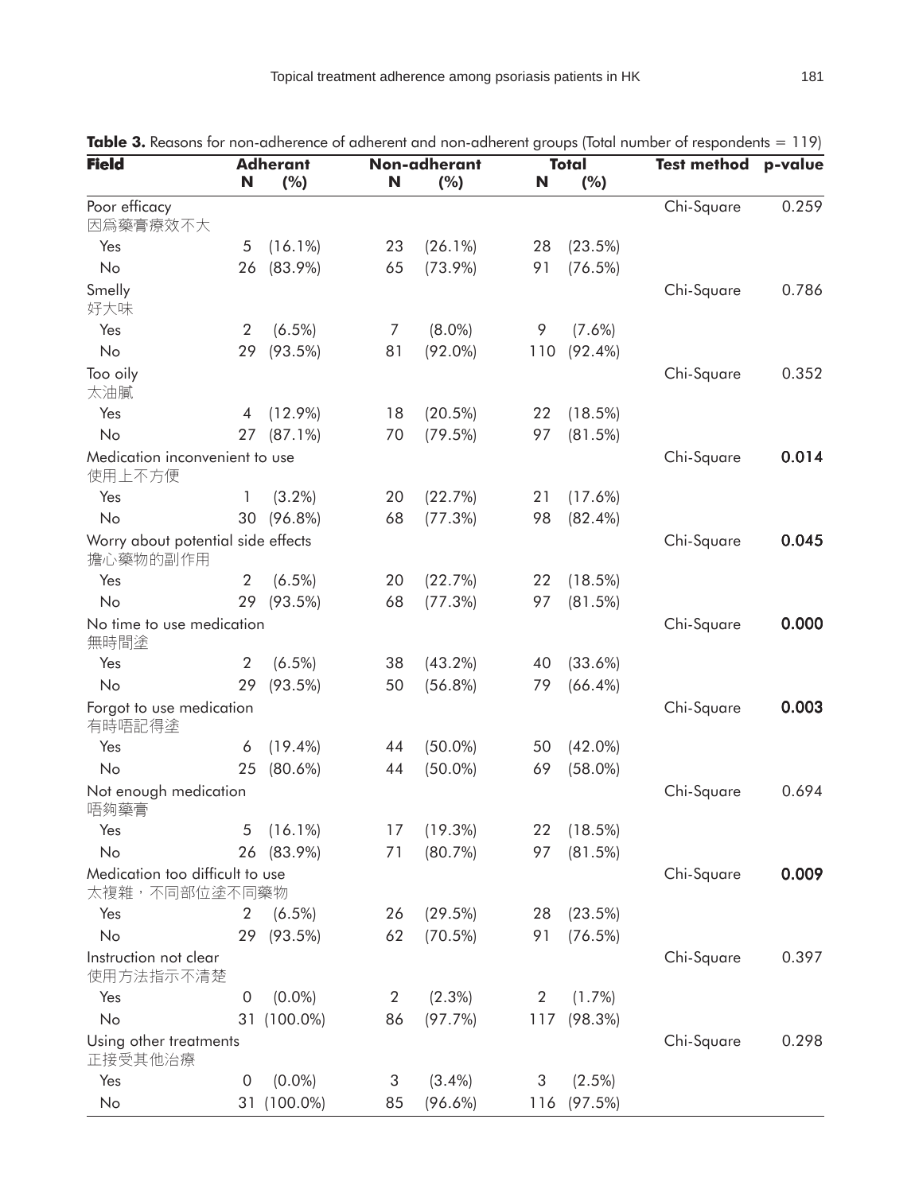**Table 3.** Reasons for non-adherence of adherent and non-adherent groups (Total number of respondents = 119)

| Field | Adherant | | Non-adherant | | Total | | Test method | p-value |
|---|---|---|---|---|---|---|---|---|
| | N | (%) | N | (%) | N | (%) | | |
| Poor efficacy 因爲藥膏療效不大 | | | | | | | Chi-Square | 0.259 |
| Yes | 5 | (16.1%) | 23 | (26.1%) | 28 | (23.5%) | | |
| No | 26 | (83.9%) | 65 | (73.9%) | 91 | (76.5%) | | |
| Smelly 好大味 | | | | | | | Chi-Square | 0.786 |
| Yes | 2 | (6.5%) | 7 | (8.0%) | 9 | (7.6%) | | |
| No | 29 | (93.5%) | 81 | (92.0%) | 110 | (92.4%) | | |
| Too oily 太油膩 | | | | | | | Chi-Square | 0.352 |
| Yes | 4 | (12.9%) | 18 | (20.5%) | 22 | (18.5%) | | |
| No | 27 | (87.1%) | 70 | (79.5%) | 97 | (81.5%) | | |
| Medication inconvenient to use 使用上不方便 | | | | | | | Chi-Square | **0.014** |
| Yes | 1 | (3.2%) | 20 | (22.7%) | 21 | (17.6%) | | |
| No | 30 | (96.8%) | 68 | (77.3%) | 98 | (82.4%) | | |
| Worry about potential side effects 擔心藥物的副作用 | | | | | | | Chi-Square | **0.045** |
| Yes | 2 | (6.5%) | 20 | (22.7%) | 22 | (18.5%) | | |
| No | 29 | (93.5%) | 68 | (77.3%) | 97 | (81.5%) | | |
| No time to use medication 無時間塗 | | | | | | | Chi-Square | **0.000** |
| Yes | 2 | (6.5%) | 38 | (43.2%) | 40 | (33.6%) | | |
| No | 29 | (93.5%) | 50 | (56.8%) | 79 | (66.4%) | | |
| Forgot to use medication 有時唔記得塗 | | | | | | | Chi-Square | **0.003** |
| Yes | 6 | (19.4%) | 44 | (50.0%) | 50 | (42.0%) | | |
| No | 25 | (80.6%) | 44 | (50.0%) | 69 | (58.0%) | | |
| Not enough medication 唔夠藥膏 | | | | | | | Chi-Square | 0.694 |
| Yes | 5 | (16.1%) | 17 | (19.3%) | 22 | (18.5%) | | |
| No | 26 | (83.9%) | 71 | (80.7%) | 97 | (81.5%) | | |
| Medication too difficult to use 太複雜，不同部位塗不同藥物 | | | | | | | Chi-Square | **0.009** |
| Yes | 2 | (6.5%) | 26 | (29.5%) | 28 | (23.5%) | | |
| No | 29 | (93.5%) | 62 | (70.5%) | 91 | (76.5%) | | |
| Instruction not clear 使用方法指示不清楚 | | | | | | | Chi-Square | 0.397 |
| Yes | 0 | (0.0%) | 2 | (2.3%) | 2 | (1.7%) | | |
| No | 31 | (100.0%) | 86 | (97.7%) | 117 | (98.3%) | | |
| Using other treatments 正接受其他治療 | | | | | | | Chi-Square | 0.298 |
| Yes | 0 | (0.0%) | 3 | (3.4%) | 3 | (2.5%) | | |
| No | 31 | (100.0%) | 85 | (96.6%) | 116 | (97.5%) | | |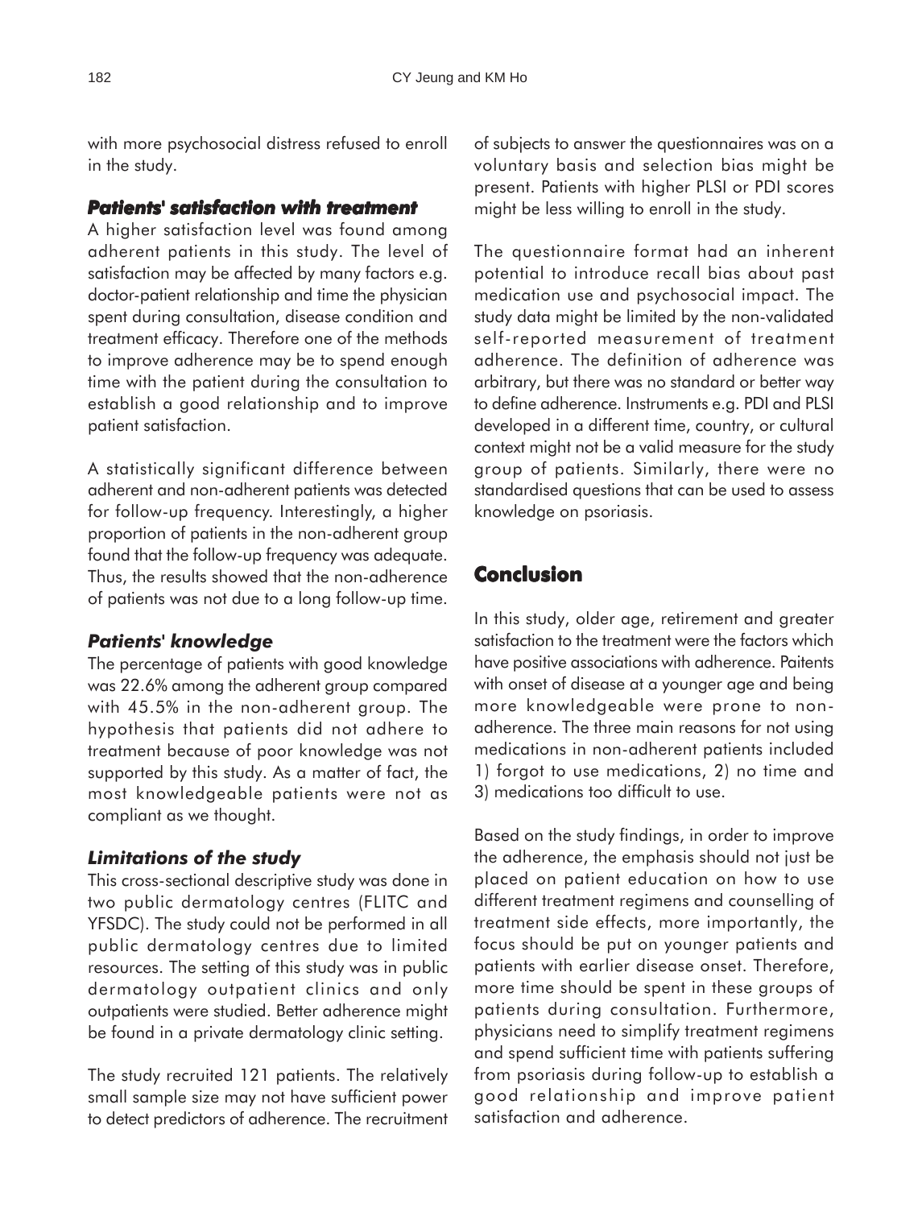with more psychosocial distress refused to enroll in the study.

### *Patients' satisfaction with treatment*

A higher satisfaction level was found among adherent patients in this study. The level of satisfaction may be affected by many factors e.g. doctor-patient relationship and time the physician spent during consultation, disease condition and treatment efficacy. Therefore one of the methods to improve adherence may be to spend enough time with the patient during the consultation to establish a good relationship and to improve patient satisfaction.

A statistically significant difference between adherent and non-adherent patients was detected for follow-up frequency. Interestingly, a higher proportion of patients in the non-adherent group found that the follow-up frequency was adequate. Thus, the results showed that the non-adherence of patients was not due to a long follow-up time.

### *Patients' knowledge*

The percentage of patients with good knowledge was 22.6% among the adherent group compared with 45.5% in the non-adherent group. The hypothesis that patients did not adhere to treatment because of poor knowledge was not supported by this study. As a matter of fact, the most knowledgeable patients were not as compliant as we thought.

### *Limitations of the study*

This cross-sectional descriptive study was done in two public dermatology centres (FLITC and YFSDC). The study could not be performed in all public dermatology centres due to limited resources. The setting of this study was in public dermatology outpatient clinics and only outpatients were studied. Better adherence might be found in a private dermatology clinic setting.

The study recruited 121 patients. The relatively small sample size may not have sufficient power to detect predictors of adherence. The recruitment of subjects to answer the questionnaires was on a voluntary basis and selection bias might be present. Patients with higher PLSI or PDI scores might be less willing to enroll in the study.

The questionnaire format had an inherent potential to introduce recall bias about past medication use and psychosocial impact. The study data might be limited by the non-validated self-reported measurement of treatment adherence. The definition of adherence was arbitrary, but there was no standard or better way to define adherence. Instruments e.g. PDI and PLSI developed in a different time, country, or cultural context might not be a valid measure for the study group of patients. Similarly, there were no standardised questions that can be used to assess knowledge on psoriasis.

## Conclusion

In this study, older age, retirement and greater satisfaction to the treatment were the factors which have positive associations with adherence. Paitents with onset of disease at a younger age and being more knowledgeable were prone to non-adherence. The three main reasons for not using medications in non-adherent patients included 1) forgot to use medications, 2) no time and 3) medications too difficult to use.

Based on the study findings, in order to improve the adherence, the emphasis should not just be placed on patient education on how to use different treatment regimens and counselling of treatment side effects, more importantly, the focus should be put on younger patients and patients with earlier disease onset. Therefore, more time should be spent in these groups of patients during consultation. Furthermore, physicians need to simplify treatment regimens and spend sufficient time with patients suffering from psoriasis during follow-up to establish a good relationship and improve patient satisfaction and adherence.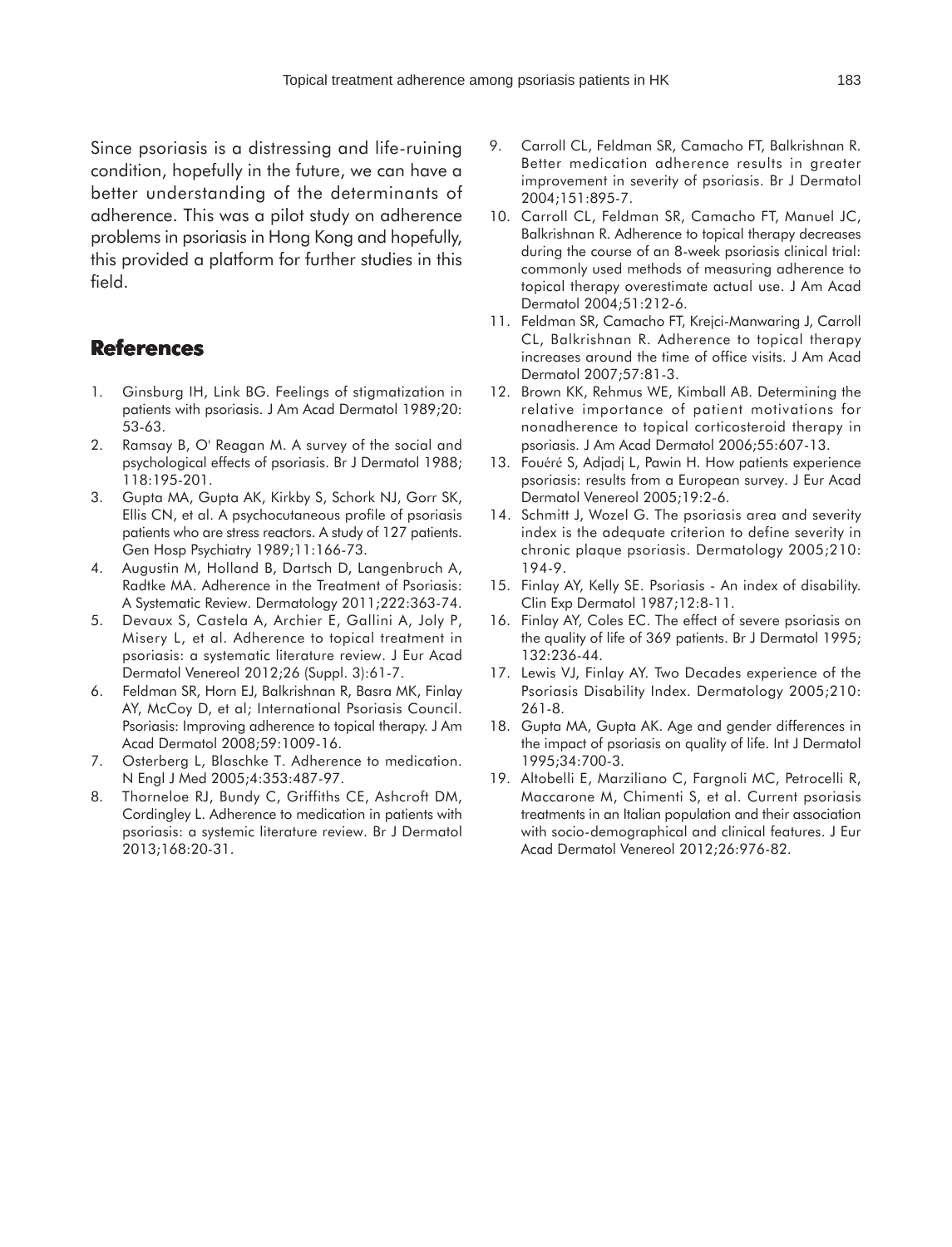Since psoriasis is a distressing and life-ruining condition, hopefully in the future, we can have a better understanding of the determinants of adherence. This was a pilot study on adherence problems in psoriasis in Hong Kong and hopefully, this provided a platform for further studies in this field.

## References

1. Ginsburg IH, Link BG. Feelings of stigmatization in patients with psoriasis. J Am Acad Dermatol 1989;20: 53-63.
2. Ramsay B, O' Reagan M. A survey of the social and psychological effects of psoriasis. Br J Dermatol 1988; 118:195-201.
3. Gupta MA, Gupta AK, Kirkby S, Schork NJ, Gorr SK, Ellis CN, et al. A psychocutaneous profile of psoriasis patients who are stress reactors. A study of 127 patients. Gen Hosp Psychiatry 1989;11:166-73.
4. Augustin M, Holland B, Dartsch D, Langenbruch A, Radtke MA. Adherence in the Treatment of Psoriasis: A Systematic Review. Dermatology 2011;222:363-74.
5. Devaux S, Castela A, Archier E, Gallini A, Joly P, Misery L, et al. Adherence to topical treatment in psoriasis: a systematic literature review. J Eur Acad Dermatol Venereol 2012;26 (Suppl. 3):61-7.
6. Feldman SR, Horn EJ, Balkrishnan R, Basra MK, Finlay AY, McCoy D, et al; International Psoriasis Council. Psoriasis: Improving adherence to topical therapy. J Am Acad Dermatol 2008;59:1009-16.
7. Osterberg L, Blaschke T. Adherence to medication. N Engl J Med 2005;4:353:487-97.
8. Thorneloe RJ, Bundy C, Griffiths CE, Ashcroft DM, Cordingley L. Adherence to medication in patients with psoriasis: a systemic literature review. Br J Dermatol 2013;168:20-31.
9. Carroll CL, Feldman SR, Camacho FT, Balkrishnan R. Better medication adherence results in greater improvement in severity of psoriasis. Br J Dermatol 2004;151:895-7.
10. Carroll CL, Feldman SR, Camacho FT, Manuel JC, Balkrishnan R. Adherence to topical therapy decreases during the course of an 8-week psoriasis clinical trial: commonly used methods of measuring adherence to topical therapy overestimate actual use. J Am Acad Dermatol 2004;51:212-6.
11. Feldman SR, Camacho FT, Krejci-Manwaring J, Carroll CL, Balkrishnan R. Adherence to topical therapy increases around the time of office visits. J Am Acad Dermatol 2007;57:81-3.
12. Brown KK, Rehmus WE, Kimball AB. Determining the relative importance of patient motivations for nonadherence to topical corticosteroid therapy in psoriasis. J Am Acad Dermatol 2006;55:607-13.
13. Fouéré S, Adjadj L, Pawin H. How patients experience psoriasis: results from a European survey. J Eur Acad Dermatol Venereol 2005;19:2-6.
14. Schmitt J, Wozel G. The psoriasis area and severity index is the adequate criterion to define severity in chronic plaque psoriasis. Dermatology 2005;210: 194-9.
15. Finlay AY, Kelly SE. Psoriasis - An index of disability. Clin Exp Dermatol 1987;12:8-11.
16. Finlay AY, Coles EC. The effect of severe psoriasis on the quality of life of 369 patients. Br J Dermatol 1995; 132:236-44.
17. Lewis VJ, Finlay AY. Two Decades experience of the Psoriasis Disability Index. Dermatology 2005;210: 261-8.
18. Gupta MA, Gupta AK. Age and gender differences in the impact of psoriasis on quality of life. Int J Dermatol 1995;34:700-3.
19. Altobelli E, Marziliano C, Fargnoli MC, Petrocelli R, Maccarone M, Chimenti S, et al. Current psoriasis treatments in an Italian population and their association with socio-demographical and clinical features. J Eur Acad Dermatol Venereol 2012;26:976-82.